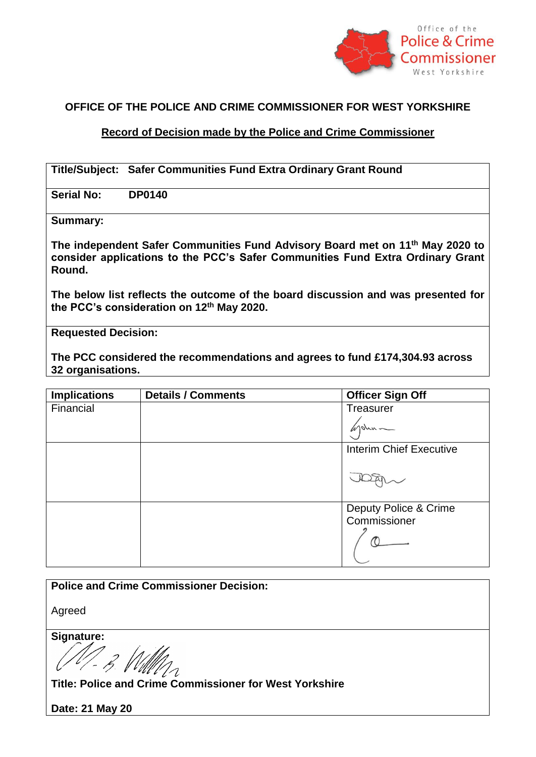Office of the Police & Crime Commissioner West Yorkshire

# OFFICE OF THE POLICE AND CRIME COMMISSIONER FOR WEST YORKSHIRE

## Record of Decision made by the Police and Crime Commissioner

**Title/Subject:** **Safer Communities Fund Extra Ordinary Grant Round**

**Serial No:** **DP0140**

**Summary:**

**The independent Safer Communities Fund Advisory Board met on 11th May 2020 to consider applications to the PCC's Safer Communities Fund Extra Ordinary Grant Round.**

**The below list reflects the outcome of the board discussion and was presented for the PCC's consideration on 12th May 2020.**

**Requested Decision:**

**The PCC considered the recommendations and agrees to fund £174,304.93 across 32 organisations.**

| Implications | Details / Comments | Officer Sign Off |
|---|---|---|
| Financial | | Treasurer |
| | | Interim Chief Executive |
| | | Deputy Police & Crime Commissioner |

**Police and Crime Commissioner Decision:**

Agreed

**Signature:**

**Title: Police and Crime Commissioner for West Yorkshire**

**Date: 21 May 20**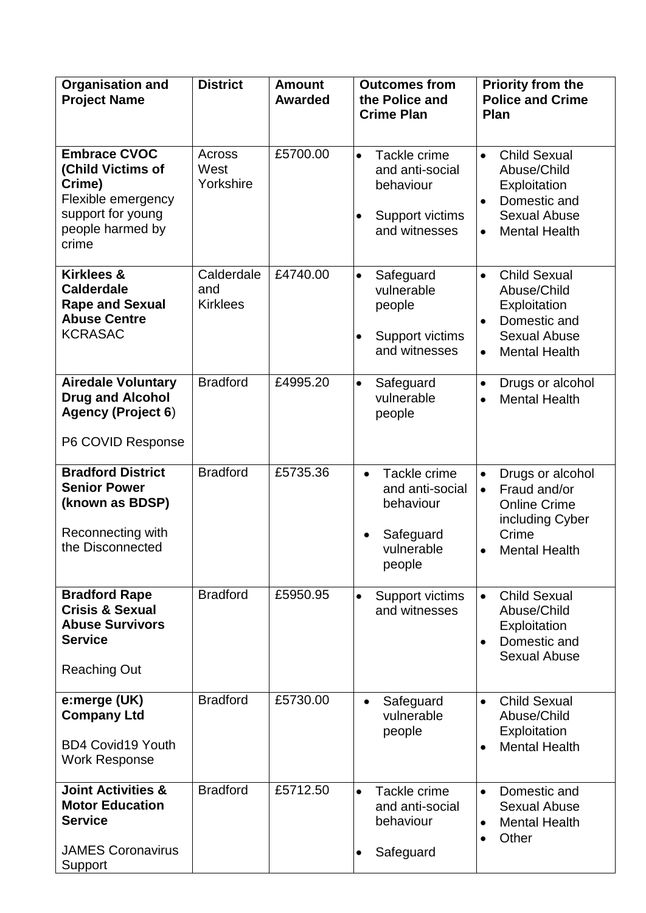| Organisation and Project Name | District | Amount Awarded | Outcomes from the Police and Crime Plan | Priority from the Police and Crime Plan |
|---|---|---|---|---|
| **Embrace CVOC (Child Victims of Crime)** Flexible emergency support for young people harmed by crime | Across West Yorkshire | £5700.00 | • Tackle crime and anti-social behaviour<br>• Support victims and witnesses | • Child Sexual Abuse/Child Exploitation<br>• Domestic and Sexual Abuse<br>• Mental Health |
| **Kirklees & Calderdale Rape and Sexual Abuse Centre** KCRASAC | Calderdale and Kirklees | £4740.00 | • Safeguard vulnerable people<br>• Support victims and witnesses | • Child Sexual Abuse/Child Exploitation<br>• Domestic and Sexual Abuse<br>• Mental Health |
| **Airedale Voluntary Drug and Alcohol Agency (Project 6)**<br><br>P6 COVID Response | Bradford | £4995.20 | • Safeguard vulnerable people | • Drugs or alcohol<br>• Mental Health |
| **Bradford District Senior Power (known as BDSP)**<br><br>Reconnecting with the Disconnected | Bradford | £5735.36 | • Tackle crime and anti-social behaviour<br>• Safeguard vulnerable people | • Drugs or alcohol<br>• Fraud and/or Online Crime including Cyber Crime<br>• Mental Health |
| **Bradford Rape Crisis & Sexual Abuse Survivors Service**<br><br>Reaching Out | Bradford | £5950.95 | • Support victims and witnesses | • Child Sexual Abuse/Child Exploitation<br>• Domestic and Sexual Abuse |
| **e:merge (UK) Company Ltd**<br><br>BD4 Covid19 Youth Work Response | Bradford | £5730.00 | • Safeguard vulnerable people | • Child Sexual Abuse/Child Exploitation<br>• Mental Health |
| **Joint Activities & Motor Education Service**<br><br>JAMES Coronavirus Support | Bradford | £5712.50 | • Tackle crime and anti-social behaviour<br>• Safeguard | • Domestic and Sexual Abuse<br>• Mental Health<br>• Other |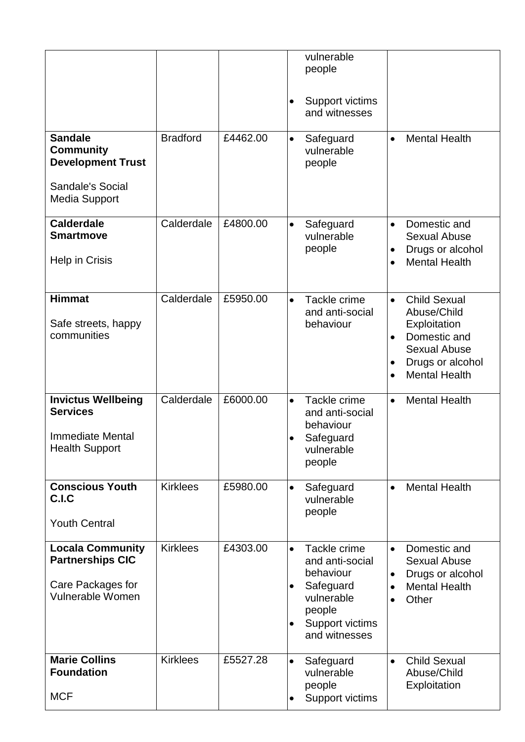|  |  |  | vulnerable people<br>• Support victims and witnesses |  |
|---|---|---|---|---|
| **Sandale Community Development Trust**<br><br>Sandale's Social Media Support | Bradford | £4462.00 | • Safeguard vulnerable people | • Mental Health |
| **Calderdale Smartmove**<br><br>Help in Crisis | Calderdale | £4800.00 | • Safeguard vulnerable people | • Domestic and Sexual Abuse<br>• Drugs or alcohol<br>• Mental Health |
| **Himmat**<br><br>Safe streets, happy communities | Calderdale | £5950.00 | • Tackle crime and anti-social behaviour | • Child Sexual Abuse/Child Exploitation<br>• Domestic and Sexual Abuse<br>• Drugs or alcohol<br>• Mental Health |
| **Invictus Wellbeing Services**<br><br>Immediate Mental Health Support | Calderdale | £6000.00 | • Tackle crime and anti-social behaviour<br>• Safeguard vulnerable people | • Mental Health |
| **Conscious Youth C.I.C**<br><br>Youth Central | Kirklees | £5980.00 | • Safeguard vulnerable people | • Mental Health |
| **Locala Community Partnerships CIC**<br><br>Care Packages for Vulnerable Women | Kirklees | £4303.00 | • Tackle crime and anti-social behaviour<br>• Safeguard vulnerable people<br>• Support victims and witnesses | • Domestic and Sexual Abuse<br>• Drugs or alcohol<br>• Mental Health<br>• Other |
| **Marie Collins Foundation**<br><br>MCF | Kirklees | £5527.28 | • Safeguard vulnerable people<br>• Support victims | • Child Sexual Abuse/Child Exploitation |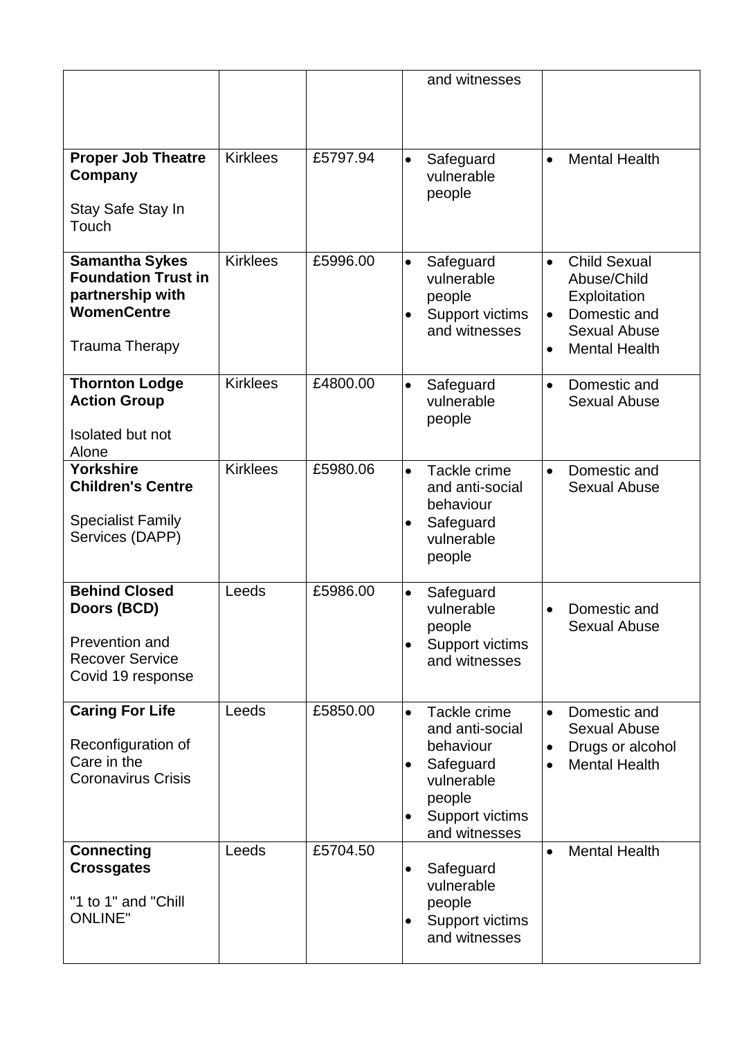| | | | and witnesses | |
|---|---|---|---|---|
| **Proper Job Theatre Company**<br><br>Stay Safe Stay In Touch | Kirklees | £5797.94 | • Safeguard vulnerable people | • Mental Health |
| **Samantha Sykes Foundation Trust in partnership with WomenCentre**<br><br>Trauma Therapy | Kirklees | £5996.00 | • Safeguard vulnerable people<br>• Support victims and witnesses | • Child Sexual Abuse/Child Exploitation<br>• Domestic and Sexual Abuse<br>• Mental Health |
| **Thornton Lodge Action Group**<br><br>Isolated but not Alone | Kirklees | £4800.00 | • Safeguard vulnerable people | • Domestic and Sexual Abuse |
| **Yorkshire Children's Centre**<br><br>Specialist Family Services (DAPP) | Kirklees | £5980.06 | • Tackle crime and anti-social behaviour<br>• Safeguard vulnerable people | • Domestic and Sexual Abuse |
| **Behind Closed Doors (BCD)**<br><br>Prevention and Recover Service Covid 19 response | Leeds | £5986.00 | • Safeguard vulnerable people<br>• Support victims and witnesses | • Domestic and Sexual Abuse |
| **Caring For Life**<br><br>Reconfiguration of Care in the Coronavirus Crisis | Leeds | £5850.00 | • Tackle crime and anti-social behaviour<br>• Safeguard vulnerable people<br>• Support victims and witnesses | • Domestic and Sexual Abuse<br>• Drugs or alcohol<br>• Mental Health |
| **Connecting Crossgates**<br><br>"1 to 1" and "Chill ONLINE" | Leeds | £5704.50 | • Safeguard vulnerable people<br>• Support victims and witnesses | • Mental Health |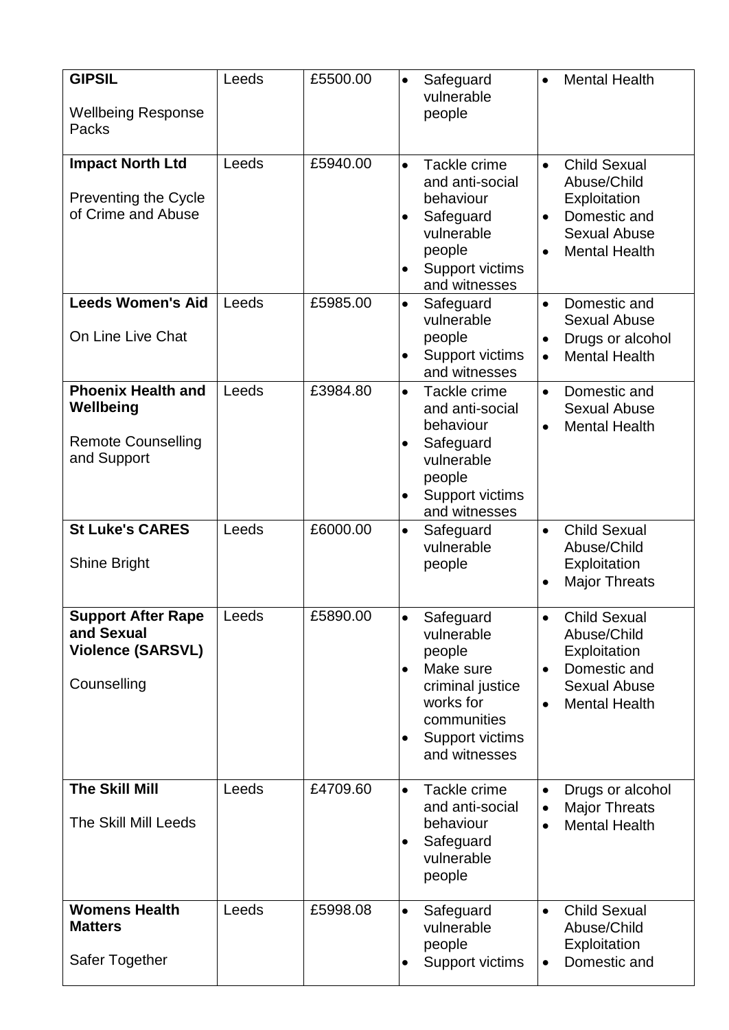| **GIPSIL**<br><br>Wellbeing Response Packs | Leeds | £5500.00 | • Safeguard vulnerable people | • Mental Health |
|---|---|---|---|---|
| **Impact North Ltd**<br><br>Preventing the Cycle of Crime and Abuse | Leeds | £5940.00 | • Tackle crime and anti-social behaviour<br>• Safeguard vulnerable people<br>• Support victims and witnesses | • Child Sexual Abuse/Child Exploitation<br>• Domestic and Sexual Abuse<br>• Mental Health |
| **Leeds Women's Aid**<br><br>On Line Live Chat | Leeds | £5985.00 | • Safeguard vulnerable people<br>• Support victims and witnesses | • Domestic and Sexual Abuse<br>• Drugs or alcohol<br>• Mental Health |
| **Phoenix Health and Wellbeing**<br><br>Remote Counselling and Support | Leeds | £3984.80 | • Tackle crime and anti-social behaviour<br>• Safeguard vulnerable people<br>• Support victims and witnesses | • Domestic and Sexual Abuse<br>• Mental Health |
| **St Luke's CARES**<br><br>Shine Bright | Leeds | £6000.00 | • Safeguard vulnerable people | • Child Sexual Abuse/Child Exploitation<br>• Major Threats |
| **Support After Rape and Sexual Violence (SARSVL)**<br><br>Counselling | Leeds | £5890.00 | • Safeguard vulnerable people<br>• Make sure criminal justice works for communities<br>• Support victims and witnesses | • Child Sexual Abuse/Child Exploitation<br>• Domestic and Sexual Abuse<br>• Mental Health |
| **The Skill Mill**<br><br>The Skill Mill Leeds | Leeds | £4709.60 | • Tackle crime and anti-social behaviour<br>• Safeguard vulnerable people | • Drugs or alcohol<br>• Major Threats<br>• Mental Health |
| **Womens Health Matters**<br><br>Safer Together | Leeds | £5998.08 | • Safeguard vulnerable people<br>• Support victims | • Child Sexual Abuse/Child Exploitation<br>• Domestic and |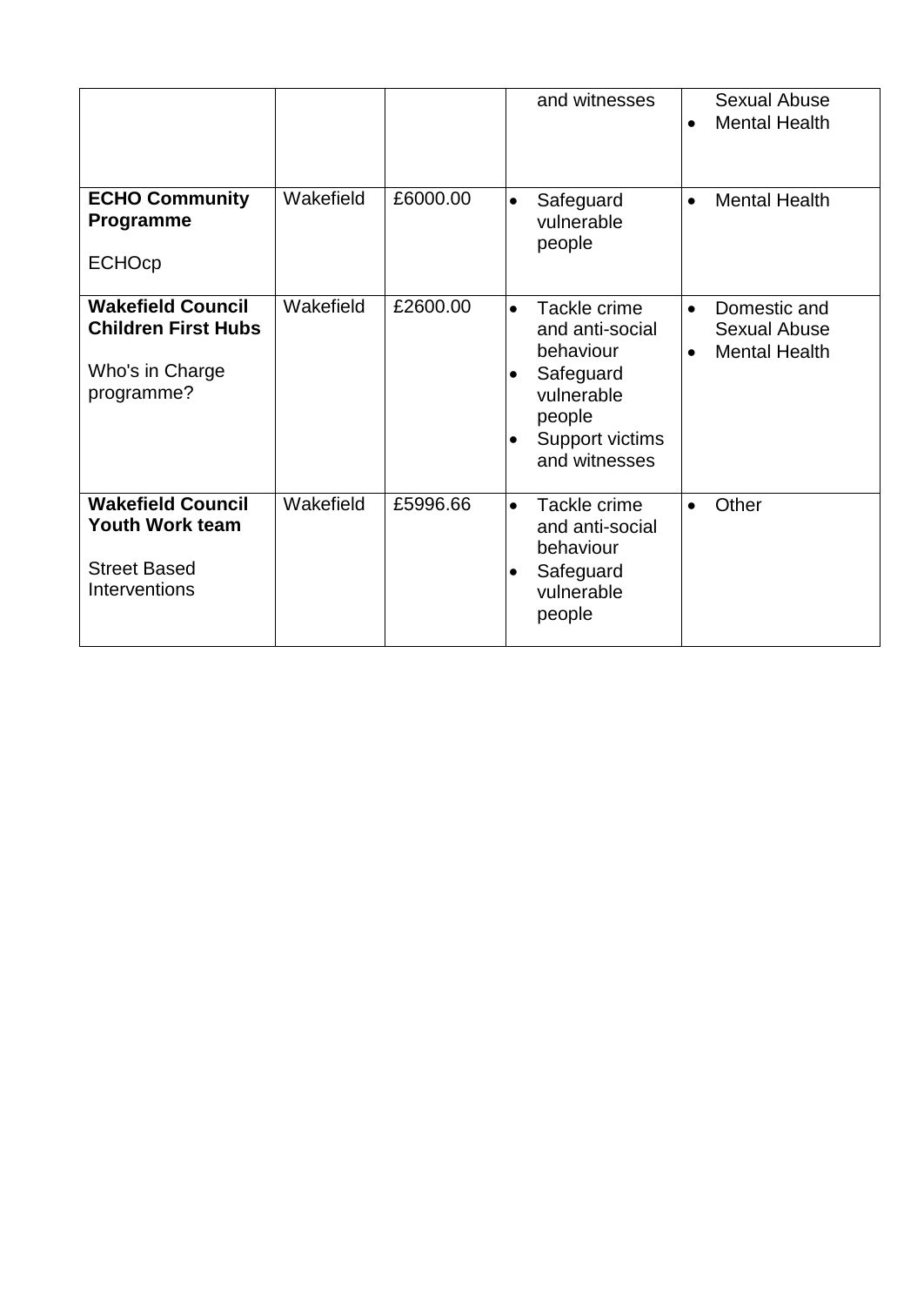| | | | | |
|---|---|---|---|---|
| | | | and witnesses | Sexual Abuse<br>• Mental Health |
| **ECHO Community Programme**<br><br>ECHOcp | Wakefield | £6000.00 | • Safeguard vulnerable people | • Mental Health |
| **Wakefield Council Children First Hubs**<br><br>Who's in Charge programme? | Wakefield | £2600.00 | • Tackle crime and anti-social behaviour<br>• Safeguard vulnerable people<br>• Support victims and witnesses | • Domestic and Sexual Abuse<br>• Mental Health |
| **Wakefield Council Youth Work team**<br><br>Street Based Interventions | Wakefield | £5996.66 | • Tackle crime and anti-social behaviour<br>• Safeguard vulnerable people | • Other |